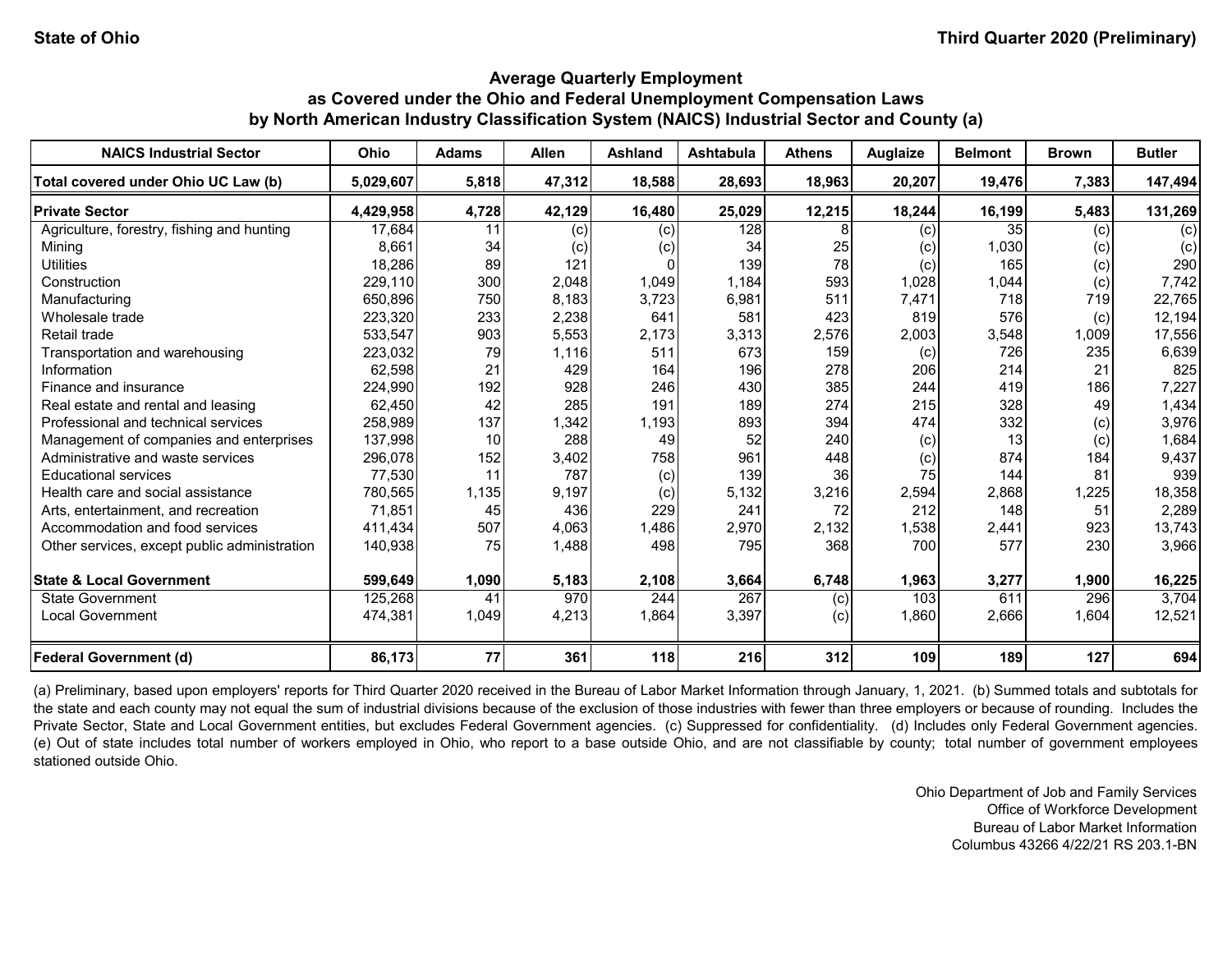State of Ohio

Third Quarter 2020 (Preliminary)

## Average Quarterly Employment as Covered under the Ohio and Federal Unemployment Compensation Laws by North American Industry Classification System (NAICS) Industrial Sector and County (a)

| NAICS Industrial Sector | Ohio | Adams | Allen | Ashland | Ashtabula | Athens | Auglaize | Belmont | Brown | Butler |
|---|---|---|---|---|---|---|---|---|---|---|
| **Total covered under Ohio UC Law (b)** | **5,029,607** | **5,818** | **47,312** | **18,588** | **28,693** | **18,963** | **20,207** | **19,476** | **7,383** | **147,494** |
| **Private Sector** | **4,429,958** | **4,728** | **42,129** | **16,480** | **25,029** | **12,215** | **18,244** | **16,199** | **5,483** | **131,269** |
| Agriculture, forestry, fishing and hunting | 17,684 | 11 | (c) | (c) | 128 | 8 | (c) | 35 | (c) | (c) |
| Mining | 8,661 | 34 | (c) | (c) | 34 | 25 | (c) | 1,030 | (c) | (c) |
| Utilities | 18,286 | 89 | 121 | 0 | 139 | 78 | (c) | 165 | (c) | 290 |
| Construction | 229,110 | 300 | 2,048 | 1,049 | 1,184 | 593 | 1,028 | 1,044 | (c) | 7,742 |
| Manufacturing | 650,896 | 750 | 8,183 | 3,723 | 6,981 | 511 | 7,471 | 718 | 719 | 22,765 |
| Wholesale trade | 223,320 | 233 | 2,238 | 641 | 581 | 423 | 819 | 576 | (c) | 12,194 |
| Retail trade | 533,547 | 903 | 5,553 | 2,173 | 3,313 | 2,576 | 2,003 | 3,548 | 1,009 | 17,556 |
| Transportation and warehousing | 223,032 | 79 | 1,116 | 511 | 673 | 159 | (c) | 726 | 235 | 6,639 |
| Information | 62,598 | 21 | 429 | 164 | 196 | 278 | 206 | 214 | 21 | 825 |
| Finance and insurance | 224,990 | 192 | 928 | 246 | 430 | 385 | 244 | 419 | 186 | 7,227 |
| Real estate and rental and leasing | 62,450 | 42 | 285 | 191 | 189 | 274 | 215 | 328 | 49 | 1,434 |
| Professional and technical services | 258,989 | 137 | 1,342 | 1,193 | 893 | 394 | 474 | 332 | (c) | 3,976 |
| Management of companies and enterprises | 137,998 | 10 | 288 | 49 | 52 | 240 | (c) | 13 | (c) | 1,684 |
| Administrative and waste services | 296,078 | 152 | 3,402 | 758 | 961 | 448 | (c) | 874 | 184 | 9,437 |
| Educational services | 77,530 | 11 | 787 | (c) | 139 | 36 | 75 | 144 | 81 | 939 |
| Health care and social assistance | 780,565 | 1,135 | 9,197 | (c) | 5,132 | 3,216 | 2,594 | 2,868 | 1,225 | 18,358 |
| Arts, entertainment, and recreation | 71,851 | 45 | 436 | 229 | 241 | 72 | 212 | 148 | 51 | 2,289 |
| Accommodation and food services | 411,434 | 507 | 4,063 | 1,486 | 2,970 | 2,132 | 1,538 | 2,441 | 923 | 13,743 |
| Other services, except public administration | 140,938 | 75 | 1,488 | 498 | 795 | 368 | 700 | 577 | 230 | 3,966 |
| **State & Local Government** | **599,649** | **1,090** | **5,183** | **2,108** | **3,664** | **6,748** | **1,963** | **3,277** | **1,900** | **16,225** |
| State Government | 125,268 | 41 | 970 | 244 | 267 | (c) | 103 | 611 | 296 | 3,704 |
| Local Government | 474,381 | 1,049 | 4,213 | 1,864 | 3,397 | (c) | 1,860 | 2,666 | 1,604 | 12,521 |
| **Federal Government (d)** | **86,173** | **77** | **361** | **118** | **216** | **312** | **109** | **189** | **127** | **694** |

(a) Preliminary, based upon employers' reports for Third Quarter 2020 received in the Bureau of Labor Market Information through January, 1, 2021. (b) Summed totals and subtotals for the state and each county may not equal the sum of industrial divisions because of the exclusion of those industries with fewer than three employers or because of rounding. Includes the Private Sector, State and Local Government entities, but excludes Federal Government agencies. (c) Suppressed for confidentiality. (d) Includes only Federal Government agencies. (e) Out of state includes total number of workers employed in Ohio, who report to a base outside Ohio, and are not classifiable by county; total number of government employees stationed outside Ohio.

Ohio Department of Job and Family Services
Office of Workforce Development
Bureau of Labor Market Information
Columbus 43266 4/22/21 RS 203.1-BN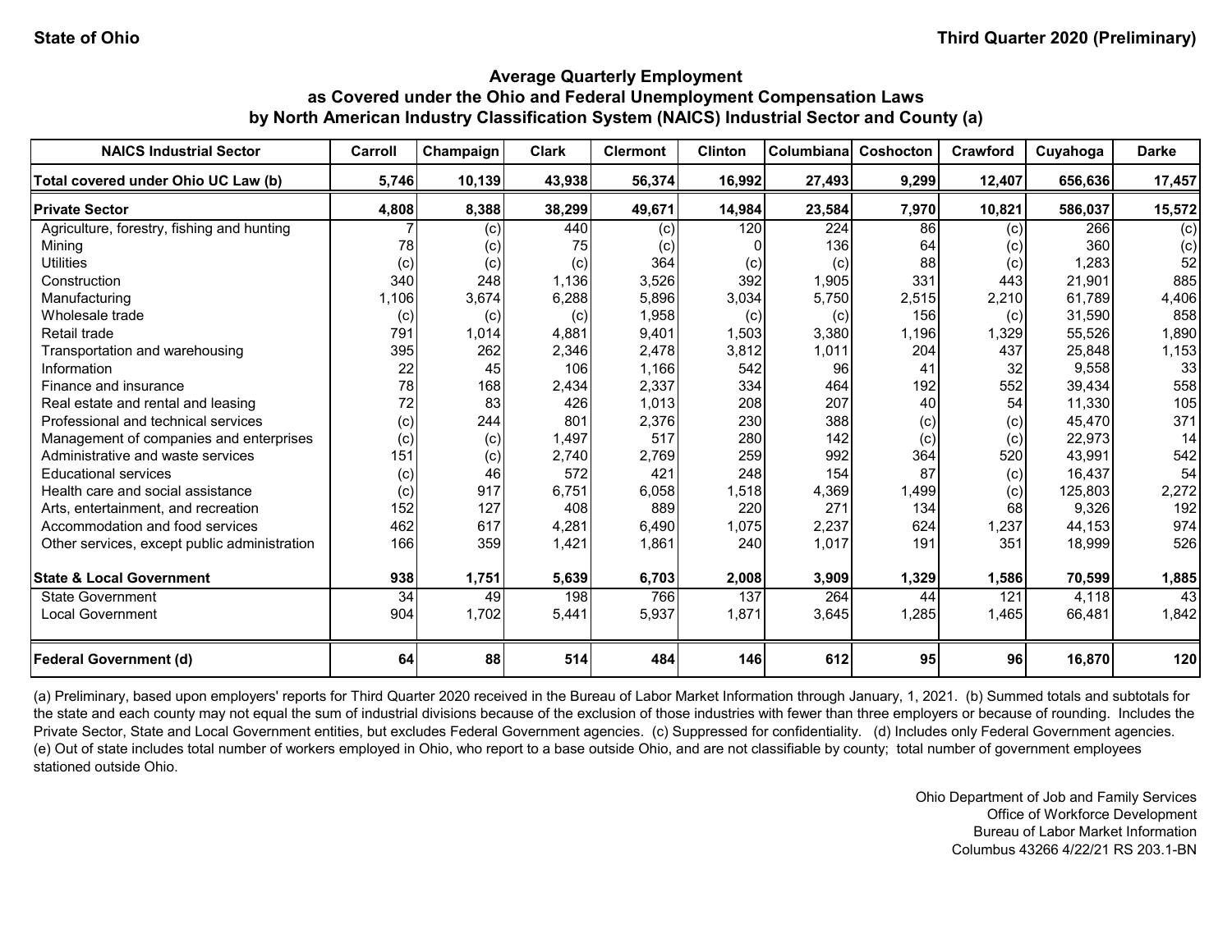State of Ohio

Third Quarter 2020 (Preliminary)

## Average Quarterly Employment as Covered under the Ohio and Federal Unemployment Compensation Laws by North American Industry Classification System (NAICS) Industrial Sector and County (a)

| NAICS Industrial Sector | Carroll | Champaign | Clark | Clermont | Clinton | Columbiana | Coshocton | Crawford | Cuyahoga | Darke |
|---|---|---|---|---|---|---|---|---|---|---|
| **Total covered under Ohio UC Law (b)** | **5,746** | **10,139** | **43,938** | **56,374** | **16,992** | **27,493** | **9,299** | **12,407** | **656,636** | **17,457** |
| **Private Sector** | **4,808** | **8,388** | **38,299** | **49,671** | **14,984** | **23,584** | **7,970** | **10,821** | **586,037** | **15,572** |
| Agriculture, forestry, fishing and hunting | 7 | (c) | 440 | (c) | 120 | 224 | 86 | (c) | 266 | (c) |
| Mining | 78 | (c) | 75 | (c) | 0 | 136 | 64 | (c) | 360 | (c) |
| Utilities | (c) | (c) | (c) | 364 | (c) | (c) | 88 | (c) | 1,283 | 52 |
| Construction | 340 | 248 | 1,136 | 3,526 | 392 | 1,905 | 331 | 443 | 21,901 | 885 |
| Manufacturing | 1,106 | 3,674 | 6,288 | 5,896 | 3,034 | 5,750 | 2,515 | 2,210 | 61,789 | 4,406 |
| Wholesale trade | (c) | (c) | (c) | 1,958 | (c) | (c) | 156 | (c) | 31,590 | 858 |
| Retail trade | 791 | 1,014 | 4,881 | 9,401 | 1,503 | 3,380 | 1,196 | 1,329 | 55,526 | 1,890 |
| Transportation and warehousing | 395 | 262 | 2,346 | 2,478 | 3,812 | 1,011 | 204 | 437 | 25,848 | 1,153 |
| Information | 22 | 45 | 106 | 1,166 | 542 | 96 | 41 | 32 | 9,558 | 33 |
| Finance and insurance | 78 | 168 | 2,434 | 2,337 | 334 | 464 | 192 | 552 | 39,434 | 558 |
| Real estate and rental and leasing | 72 | 83 | 426 | 1,013 | 208 | 207 | 40 | 54 | 11,330 | 105 |
| Professional and technical services | (c) | 244 | 801 | 2,376 | 230 | 388 | (c) | (c) | 45,470 | 371 |
| Management of companies and enterprises | (c) | (c) | 1,497 | 517 | 280 | 142 | (c) | (c) | 22,973 | 14 |
| Administrative and waste services | 151 | (c) | 2,740 | 2,769 | 259 | 992 | 364 | 520 | 43,991 | 542 |
| Educational services | (c) | 46 | 572 | 421 | 248 | 154 | 87 | (c) | 16,437 | 54 |
| Health care and social assistance | (c) | 917 | 6,751 | 6,058 | 1,518 | 4,369 | 1,499 | (c) | 125,803 | 2,272 |
| Arts, entertainment, and recreation | 152 | 127 | 408 | 889 | 220 | 271 | 134 | 68 | 9,326 | 192 |
| Accommodation and food services | 462 | 617 | 4,281 | 6,490 | 1,075 | 2,237 | 624 | 1,237 | 44,153 | 974 |
| Other services, except public administration | 166 | 359 | 1,421 | 1,861 | 240 | 1,017 | 191 | 351 | 18,999 | 526 |
| **State & Local Government** | **938** | **1,751** | **5,639** | **6,703** | **2,008** | **3,909** | **1,329** | **1,586** | **70,599** | **1,885** |
| State Government | 34 | 49 | 198 | 766 | 137 | 264 | 44 | 121 | 4,118 | 43 |
| Local Government | 904 | 1,702 | 5,441 | 5,937 | 1,871 | 3,645 | 1,285 | 1,465 | 66,481 | 1,842 |
| **Federal Government (d)** | **64** | **88** | **514** | **484** | **146** | **612** | **95** | **96** | **16,870** | **120** |

(a) Preliminary, based upon employers' reports for Third Quarter 2020 received in the Bureau of Labor Market Information through January, 1, 2021. (b) Summed totals and subtotals for the state and each county may not equal the sum of industrial divisions because of the exclusion of those industries with fewer than three employers or because of rounding. Includes the Private Sector, State and Local Government entities, but excludes Federal Government agencies. (c) Suppressed for confidentiality. (d) Includes only Federal Government agencies. (e) Out of state includes total number of workers employed in Ohio, who report to a base outside Ohio, and are not classifiable by county; total number of government employees stationed outside Ohio.

Ohio Department of Job and Family Services
Office of Workforce Development
Bureau of Labor Market Information
Columbus 43266 4/22/21 RS 203.1-BN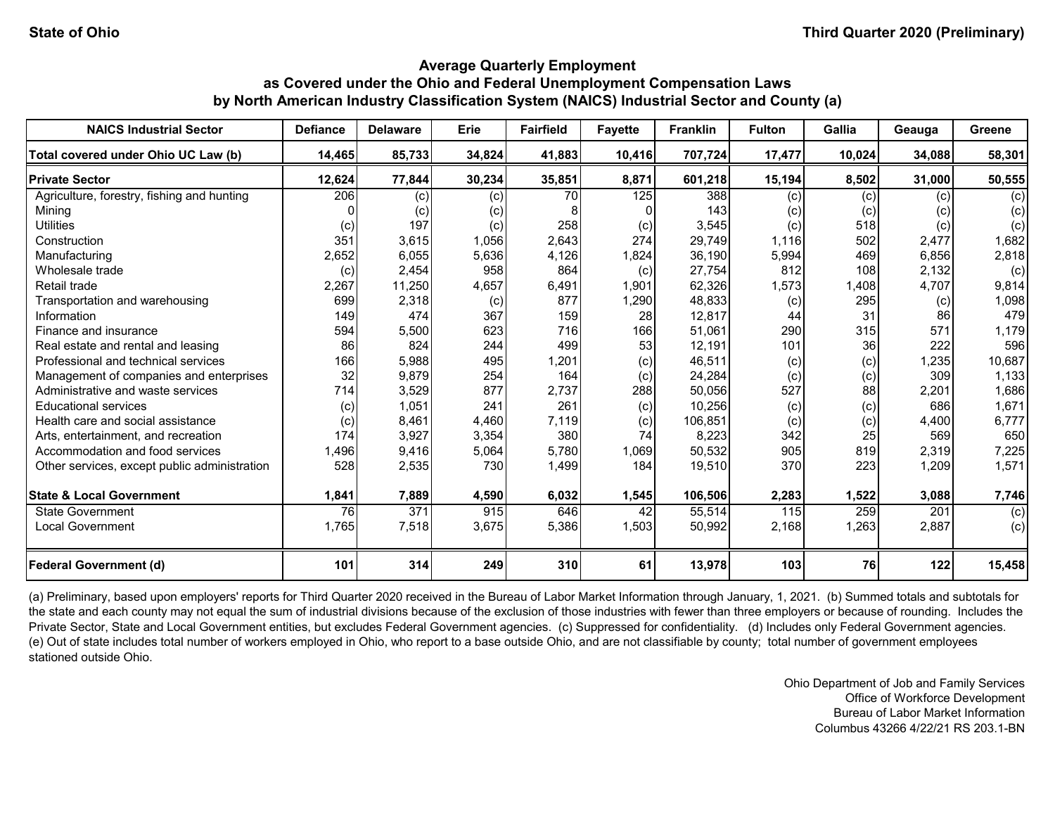State of Ohio — Third Quarter 2020 (Preliminary)

## Average Quarterly Employment as Covered under the Ohio and Federal Unemployment Compensation Laws by North American Industry Classification System (NAICS) Industrial Sector and County (a)

| NAICS Industrial Sector | Defiance | Delaware | Erie | Fairfield | Fayette | Franklin | Fulton | Gallia | Geauga | Greene |
|---|---|---|---|---|---|---|---|---|---|---|
| **Total covered under Ohio UC Law (b)** | **14,465** | **85,733** | **34,824** | **41,883** | **10,416** | **707,724** | **17,477** | **10,024** | **34,088** | **58,301** |
| **Private Sector** | **12,624** | **77,844** | **30,234** | **35,851** | **8,871** | **601,218** | **15,194** | **8,502** | **31,000** | **50,555** |
| Agriculture, forestry, fishing and hunting | 206 | (c) | (c) | 70 | 125 | 388 | (c) | (c) | (c) | (c) |
| Mining | 0 | (c) | (c) | 8 | 0 | 143 | (c) | (c) | (c) | (c) |
| Utilities | (c) | 197 | (c) | 258 | (c) | 3,545 | (c) | 518 | (c) | (c) |
| Construction | 351 | 3,615 | 1,056 | 2,643 | 274 | 29,749 | 1,116 | 502 | 2,477 | 1,682 |
| Manufacturing | 2,652 | 6,055 | 5,636 | 4,126 | 1,824 | 36,190 | 5,994 | 469 | 6,856 | 2,818 |
| Wholesale trade | (c) | 2,454 | 958 | 864 | (c) | 27,754 | 812 | 108 | 2,132 | (c) |
| Retail trade | 2,267 | 11,250 | 4,657 | 6,491 | 1,901 | 62,326 | 1,573 | 1,408 | 4,707 | 9,814 |
| Transportation and warehousing | 699 | 2,318 | (c) | 877 | 1,290 | 48,833 | (c) | 295 | (c) | 1,098 |
| Information | 149 | 474 | 367 | 159 | 28 | 12,817 | 44 | 31 | 86 | 479 |
| Finance and insurance | 594 | 5,500 | 623 | 716 | 166 | 51,061 | 290 | 315 | 571 | 1,179 |
| Real estate and rental and leasing | 86 | 824 | 244 | 499 | 53 | 12,191 | 101 | 36 | 222 | 596 |
| Professional and technical services | 166 | 5,988 | 495 | 1,201 | (c) | 46,511 | (c) | (c) | 1,235 | 10,687 |
| Management of companies and enterprises | 32 | 9,879 | 254 | 164 | (c) | 24,284 | (c) | (c) | 309 | 1,133 |
| Administrative and waste services | 714 | 3,529 | 877 | 2,737 | 288 | 50,056 | 527 | 88 | 2,201 | 1,686 |
| Educational services | (c) | 1,051 | 241 | 261 | (c) | 10,256 | (c) | (c) | 686 | 1,671 |
| Health care and social assistance | (c) | 8,461 | 4,460 | 7,119 | (c) | 106,851 | (c) | (c) | 4,400 | 6,777 |
| Arts, entertainment, and recreation | 174 | 3,927 | 3,354 | 380 | 74 | 8,223 | 342 | 25 | 569 | 650 |
| Accommodation and food services | 1,496 | 9,416 | 5,064 | 5,780 | 1,069 | 50,532 | 905 | 819 | 2,319 | 7,225 |
| Other services, except public administration | 528 | 2,535 | 730 | 1,499 | 184 | 19,510 | 370 | 223 | 1,209 | 1,571 |
| **State & Local Government** | **1,841** | **7,889** | **4,590** | **6,032** | **1,545** | **106,506** | **2,283** | **1,522** | **3,088** | **7,746** |
| State Government | 76 | 371 | 915 | 646 | 42 | 55,514 | 115 | 259 | 201 | (c) |
| Local Government | 1,765 | 7,518 | 3,675 | 5,386 | 1,503 | 50,992 | 2,168 | 1,263 | 2,887 | (c) |
| **Federal Government (d)** | **101** | **314** | **249** | **310** | **61** | **13,978** | **103** | **76** | **122** | **15,458** |

(a) Preliminary, based upon employers' reports for Third Quarter 2020 received in the Bureau of Labor Market Information through January, 1, 2021. (b) Summed totals and subtotals for the state and each county may not equal the sum of industrial divisions because of the exclusion of those industries with fewer than three employers or because of rounding. Includes the Private Sector, State and Local Government entities, but excludes Federal Government agencies. (c) Suppressed for confidentiality. (d) Includes only Federal Government agencies. (e) Out of state includes total number of workers employed in Ohio, who report to a base outside Ohio, and are not classifiable by county; total number of government employees stationed outside Ohio.

Ohio Department of Job and Family Services
Office of Workforce Development
Bureau of Labor Market Information
Columbus 43266 4/22/21 RS 203.1-BN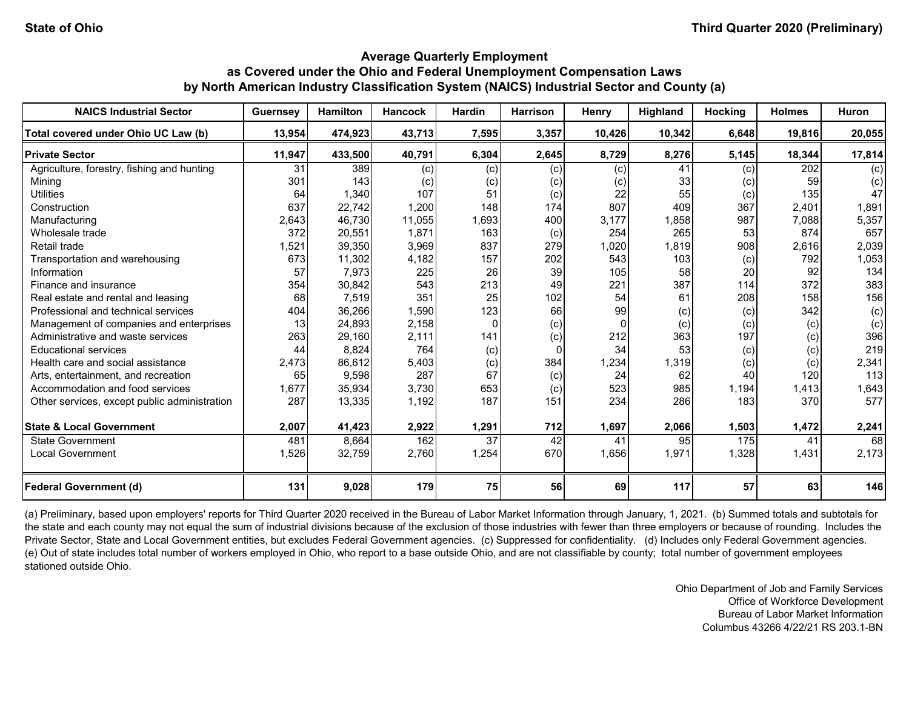State of Ohio

Third Quarter 2020 (Preliminary)

# Average Quarterly Employment as Covered under the Ohio and Federal Unemployment Compensation Laws by North American Industry Classification System (NAICS) Industrial Sector and County (a)

| NAICS Industrial Sector | Guernsey | Hamilton | Hancock | Hardin | Harrison | Henry | Highland | Hocking | Holmes | Huron |
|---|---|---|---|---|---|---|---|---|---|---|
| **Total covered under Ohio UC Law (b)** | **13,954** | **474,923** | **43,713** | **7,595** | **3,357** | **10,426** | **10,342** | **6,648** | **19,816** | **20,055** |
| **Private Sector** | **11,947** | **433,500** | **40,791** | **6,304** | **2,645** | **8,729** | **8,276** | **5,145** | **18,344** | **17,814** |
| Agriculture, forestry, fishing and hunting | 31 | 389 | (c) | (c) | (c) | (c) | 41 | (c) | 202 | (c) |
| Mining | 301 | 143 | (c) | (c) | (c) | (c) | 33 | (c) | 59 | (c) |
| Utilities | 64 | 1,340 | 107 | 51 | (c) | 22 | 55 | (c) | 135 | 47 |
| Construction | 637 | 22,742 | 1,200 | 148 | 174 | 807 | 409 | 367 | 2,401 | 1,891 |
| Manufacturing | 2,643 | 46,730 | 11,055 | 1,693 | 400 | 3,177 | 1,858 | 987 | 7,088 | 5,357 |
| Wholesale trade | 372 | 20,551 | 1,871 | 163 | (c) | 254 | 265 | 53 | 874 | 657 |
| Retail trade | 1,521 | 39,350 | 3,969 | 837 | 279 | 1,020 | 1,819 | 908 | 2,616 | 2,039 |
| Transportation and warehousing | 673 | 11,302 | 4,182 | 157 | 202 | 543 | 103 | (c) | 792 | 1,053 |
| Information | 57 | 7,973 | 225 | 26 | 39 | 105 | 58 | 20 | 92 | 134 |
| Finance and insurance | 354 | 30,842 | 543 | 213 | 49 | 221 | 387 | 114 | 372 | 383 |
| Real estate and rental and leasing | 68 | 7,519 | 351 | 25 | 102 | 54 | 61 | 208 | 158 | 156 |
| Professional and technical services | 404 | 36,266 | 1,590 | 123 | 66 | 99 | (c) | (c) | 342 | (c) |
| Management of companies and enterprises | 13 | 24,893 | 2,158 | 0 | (c) | 0 | (c) | (c) | (c) | (c) |
| Administrative and waste services | 263 | 29,160 | 2,111 | 141 | (c) | 212 | 363 | 197 | (c) | 396 |
| Educational services | 44 | 8,824 | 764 | (c) | 0 | 34 | 53 | (c) | (c) | 219 |
| Health care and social assistance | 2,473 | 86,612 | 5,403 | (c) | 384 | 1,234 | 1,319 | (c) | (c) | 2,341 |
| Arts, entertainment, and recreation | 65 | 9,598 | 287 | 67 | (c) | 24 | 62 | 40 | 120 | 113 |
| Accommodation and food services | 1,677 | 35,934 | 3,730 | 653 | (c) | 523 | 985 | 1,194 | 1,413 | 1,643 |
| Other services, except public administration | 287 | 13,335 | 1,192 | 187 | 151 | 234 | 286 | 183 | 370 | 577 |
| **State & Local Government** | **2,007** | **41,423** | **2,922** | **1,291** | **712** | **1,697** | **2,066** | **1,503** | **1,472** | **2,241** |
| State Government | 481 | 8,664 | 162 | 37 | 42 | 41 | 95 | 175 | 41 | 68 |
| Local Government | 1,526 | 32,759 | 2,760 | 1,254 | 670 | 1,656 | 1,971 | 1,328 | 1,431 | 2,173 |
| **Federal Government (d)** | **131** | **9,028** | **179** | **75** | **56** | **69** | **117** | **57** | **63** | **146** |

(a) Preliminary, based upon employers' reports for Third Quarter 2020 received in the Bureau of Labor Market Information through January, 1, 2021. (b) Summed totals and subtotals for the state and each county may not equal the sum of industrial divisions because of the exclusion of those industries with fewer than three employers or because of rounding. Includes the Private Sector, State and Local Government entities, but excludes Federal Government agencies. (c) Suppressed for confidentiality. (d) Includes only Federal Government agencies. (e) Out of state includes total number of workers employed in Ohio, who report to a base outside Ohio, and are not classifiable by county; total number of government employees stationed outside Ohio.

Ohio Department of Job and Family Services
Office of Workforce Development
Bureau of Labor Market Information
Columbus 43266 4/22/21 RS 203.1-BN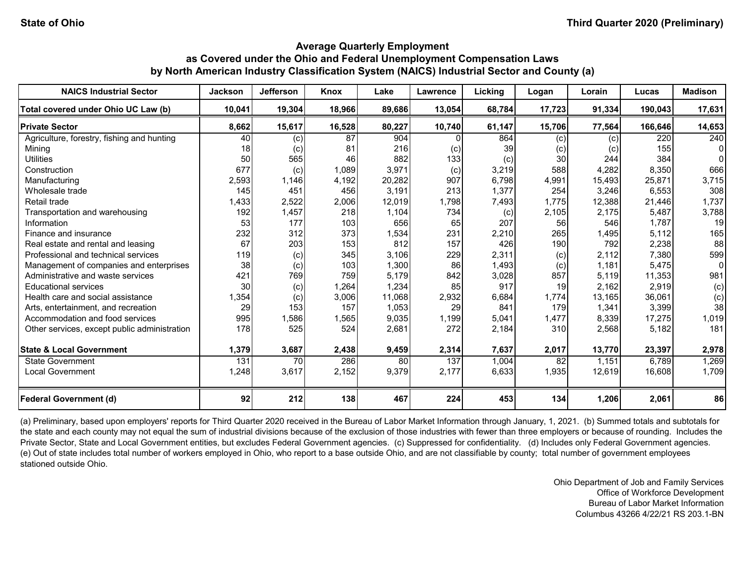State of Ohio | Third Quarter 2020 (Preliminary)

## Average Quarterly Employment as Covered under the Ohio and Federal Unemployment Compensation Laws by North American Industry Classification System (NAICS) Industrial Sector and County (a)

| NAICS Industrial Sector | Jackson | Jefferson | Knox | Lake | Lawrence | Licking | Logan | Lorain | Lucas | Madison |
|---|---|---|---|---|---|---|---|---|---|---|
| **Total covered under Ohio UC Law (b)** | **10,041** | **19,304** | **18,966** | **89,686** | **13,054** | **68,784** | **17,723** | **91,334** | **190,043** | **17,631** |
| **Private Sector** | **8,662** | **15,617** | **16,528** | **80,227** | **10,740** | **61,147** | **15,706** | **77,564** | **166,646** | **14,653** |
| Agriculture, forestry, fishing and hunting | 40 | (c) | 87 | 904 | 0 | 864 | (c) | (c) | 220 | 240 |
| Mining | 18 | (c) | 81 | 216 | (c) | 39 | (c) | (c) | 155 | 0 |
| Utilities | 50 | 565 | 46 | 882 | 133 | (c) | 30 | 244 | 384 | 0 |
| Construction | 677 | (c) | 1,089 | 3,971 | (c) | 3,219 | 588 | 4,282 | 8,350 | 666 |
| Manufacturing | 2,593 | 1,146 | 4,192 | 20,282 | 907 | 6,798 | 4,991 | 15,493 | 25,871 | 3,715 |
| Wholesale trade | 145 | 451 | 456 | 3,191 | 213 | 1,377 | 254 | 3,246 | 6,553 | 308 |
| Retail trade | 1,433 | 2,522 | 2,006 | 12,019 | 1,798 | 7,493 | 1,775 | 12,388 | 21,446 | 1,737 |
| Transportation and warehousing | 192 | 1,457 | 218 | 1,104 | 734 | (c) | 2,105 | 2,175 | 5,487 | 3,788 |
| Information | 53 | 177 | 103 | 656 | 65 | 207 | 56 | 546 | 1,787 | 19 |
| Finance and insurance | 232 | 312 | 373 | 1,534 | 231 | 2,210 | 265 | 1,495 | 5,112 | 165 |
| Real estate and rental and leasing | 67 | 203 | 153 | 812 | 157 | 426 | 190 | 792 | 2,238 | 88 |
| Professional and technical services | 119 | (c) | 345 | 3,106 | 229 | 2,311 | (c) | 2,112 | 7,380 | 599 |
| Management of companies and enterprises | 38 | (c) | 103 | 1,300 | 86 | 1,493 | (c) | 1,181 | 5,475 | 0 |
| Administrative and waste services | 421 | 769 | 759 | 5,179 | 842 | 3,028 | 857 | 5,119 | 11,353 | 981 |
| Educational services | 30 | (c) | 1,264 | 1,234 | 85 | 917 | 19 | 2,162 | 2,919 | (c) |
| Health care and social assistance | 1,354 | (c) | 3,006 | 11,068 | 2,932 | 6,684 | 1,774 | 13,165 | 36,061 | (c) |
| Arts, entertainment, and recreation | 29 | 153 | 157 | 1,053 | 29 | 841 | 179 | 1,341 | 3,399 | 38 |
| Accommodation and food services | 995 | 1,586 | 1,565 | 9,035 | 1,199 | 5,041 | 1,477 | 8,339 | 17,275 | 1,019 |
| Other services, except public administration | 178 | 525 | 524 | 2,681 | 272 | 2,184 | 310 | 2,568 | 5,182 | 181 |
| **State & Local Government** | **1,379** | **3,687** | **2,438** | **9,459** | **2,314** | **7,637** | **2,017** | **13,770** | **23,397** | **2,978** |
| State Government | 131 | 70 | 286 | 80 | 137 | 1,004 | 82 | 1,151 | 6,789 | 1,269 |
| Local Government | 1,248 | 3,617 | 2,152 | 9,379 | 2,177 | 6,633 | 1,935 | 12,619 | 16,608 | 1,709 |
| **Federal Government (d)** | **92** | **212** | **138** | **467** | **224** | **453** | **134** | **1,206** | **2,061** | **86** |

(a) Preliminary, based upon employers' reports for Third Quarter 2020 received in the Bureau of Labor Market Information through January, 1, 2021. (b) Summed totals and subtotals for the state and each county may not equal the sum of industrial divisions because of the exclusion of those industries with fewer than three employers or because of rounding. Includes the Private Sector, State and Local Government entities, but excludes Federal Government agencies. (c) Suppressed for confidentiality. (d) Includes only Federal Government agencies. (e) Out of state includes total number of workers employed in Ohio, who report to a base outside Ohio, and are not classifiable by county; total number of government employees stationed outside Ohio.

Ohio Department of Job and Family Services
Office of Workforce Development
Bureau of Labor Market Information
Columbus 43266 4/22/21 RS 203.1-BN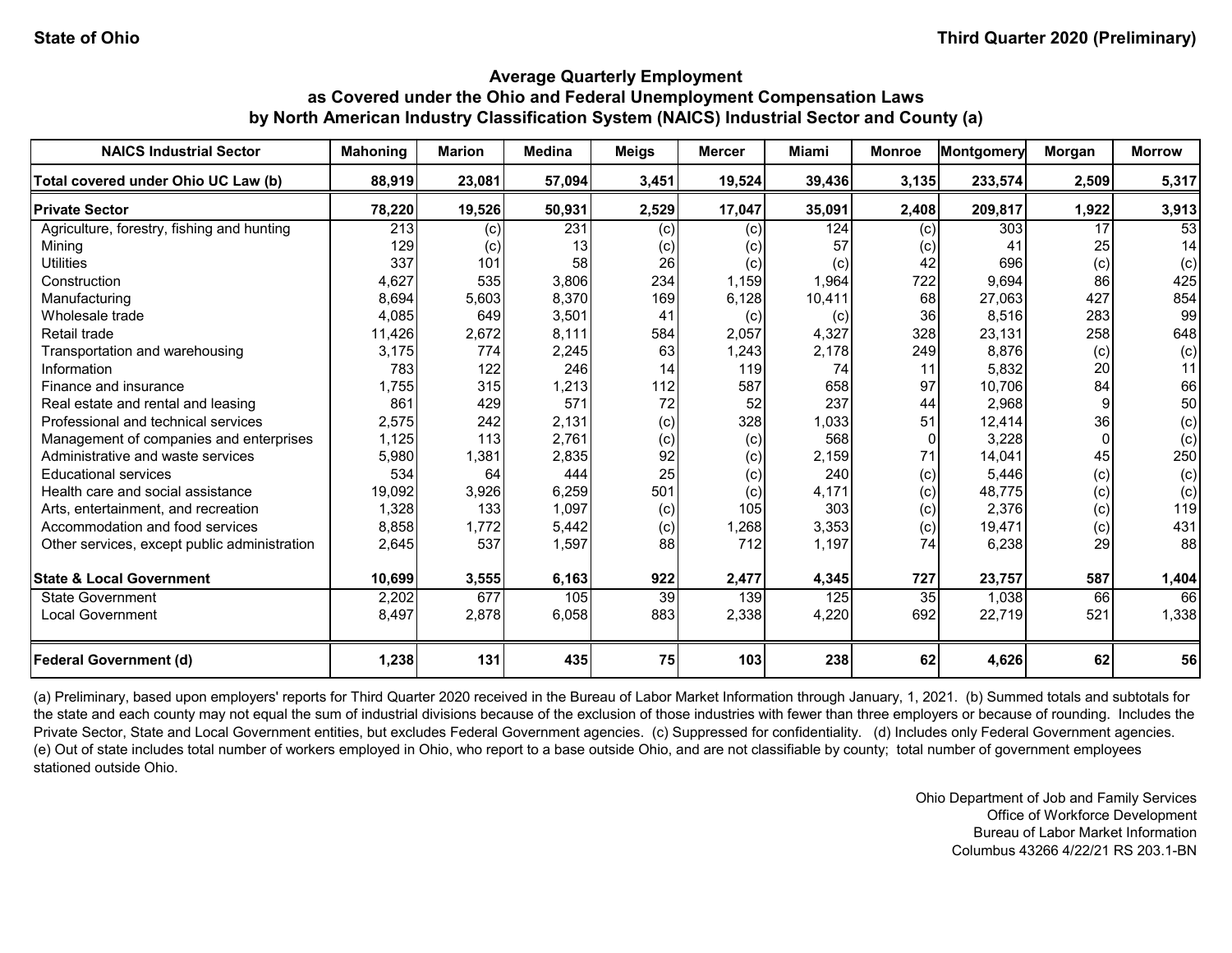State of Ohio | Third Quarter 2020 (Preliminary)

## Average Quarterly Employment as Covered under the Ohio and Federal Unemployment Compensation Laws by North American Industry Classification System (NAICS) Industrial Sector and County (a)

| NAICS Industrial Sector | Mahoning | Marion | Medina | Meigs | Mercer | Miami | Monroe | Montgomery | Morgan | Morrow |
|---|---|---|---|---|---|---|---|---|---|---|
| **Total covered under Ohio UC Law (b)** | **88,919** | **23,081** | **57,094** | **3,451** | **19,524** | **39,436** | **3,135** | **233,574** | **2,509** | **5,317** |
| **Private Sector** | **78,220** | **19,526** | **50,931** | **2,529** | **17,047** | **35,091** | **2,408** | **209,817** | **1,922** | **3,913** |
| Agriculture, forestry, fishing and hunting | 213 | (c) | 231 | (c) | (c) | 124 | (c) | 303 | 17 | 53 |
| Mining | 129 | (c) | 13 | (c) | (c) | 57 | (c) | 41 | 25 | 14 |
| Utilities | 337 | 101 | 58 | 26 | (c) | (c) | 42 | 696 | (c) | (c) |
| Construction | 4,627 | 535 | 3,806 | 234 | 1,159 | 1,964 | 722 | 9,694 | 86 | 425 |
| Manufacturing | 8,694 | 5,603 | 8,370 | 169 | 6,128 | 10,411 | 68 | 27,063 | 427 | 854 |
| Wholesale trade | 4,085 | 649 | 3,501 | 41 | (c) | (c) | 36 | 8,516 | 283 | 99 |
| Retail trade | 11,426 | 2,672 | 8,111 | 584 | 2,057 | 4,327 | 328 | 23,131 | 258 | 648 |
| Transportation and warehousing | 3,175 | 774 | 2,245 | 63 | 1,243 | 2,178 | 249 | 8,876 | (c) | (c) |
| Information | 783 | 122 | 246 | 14 | 119 | 74 | 11 | 5,832 | 20 | 11 |
| Finance and insurance | 1,755 | 315 | 1,213 | 112 | 587 | 658 | 97 | 10,706 | 84 | 66 |
| Real estate and rental and leasing | 861 | 429 | 571 | 72 | 52 | 237 | 44 | 2,968 | 9 | 50 |
| Professional and technical services | 2,575 | 242 | 2,131 | (c) | 328 | 1,033 | 51 | 12,414 | 36 | (c) |
| Management of companies and enterprises | 1,125 | 113 | 2,761 | (c) | (c) | 568 | 0 | 3,228 | 0 | (c) |
| Administrative and waste services | 5,980 | 1,381 | 2,835 | 92 | (c) | 2,159 | 71 | 14,041 | 45 | 250 |
| Educational services | 534 | 64 | 444 | 25 | (c) | 240 | (c) | 5,446 | (c) | (c) |
| Health care and social assistance | 19,092 | 3,926 | 6,259 | 501 | (c) | 4,171 | (c) | 48,775 | (c) | (c) |
| Arts, entertainment, and recreation | 1,328 | 133 | 1,097 | (c) | 105 | 303 | (c) | 2,376 | (c) | 119 |
| Accommodation and food services | 8,858 | 1,772 | 5,442 | (c) | 1,268 | 3,353 | (c) | 19,471 | (c) | 431 |
| Other services, except public administration | 2,645 | 537 | 1,597 | 88 | 712 | 1,197 | 74 | 6,238 | 29 | 88 |
| **State & Local Government** | **10,699** | **3,555** | **6,163** | **922** | **2,477** | **4,345** | **727** | **23,757** | **587** | **1,404** |
| State Government | 2,202 | 677 | 105 | 39 | 139 | 125 | 35 | 1,038 | 66 | 66 |
| Local Government | 8,497 | 2,878 | 6,058 | 883 | 2,338 | 4,220 | 692 | 22,719 | 521 | 1,338 |
| **Federal Government (d)** | **1,238** | **131** | **435** | **75** | **103** | **238** | **62** | **4,626** | **62** | **56** |

(a) Preliminary, based upon employers' reports for Third Quarter 2020 received in the Bureau of Labor Market Information through January, 1, 2021. (b) Summed totals and subtotals for the state and each county may not equal the sum of industrial divisions because of the exclusion of those industries with fewer than three employers or because of rounding. Includes the Private Sector, State and Local Government entities, but excludes Federal Government agencies. (c) Suppressed for confidentiality. (d) Includes only Federal Government agencies. (e) Out of state includes total number of workers employed in Ohio, who report to a base outside Ohio, and are not classifiable by county; total number of government employees stationed outside Ohio.

Ohio Department of Job and Family Services
Office of Workforce Development
Bureau of Labor Market Information
Columbus 43266 4/22/21 RS 203.1-BN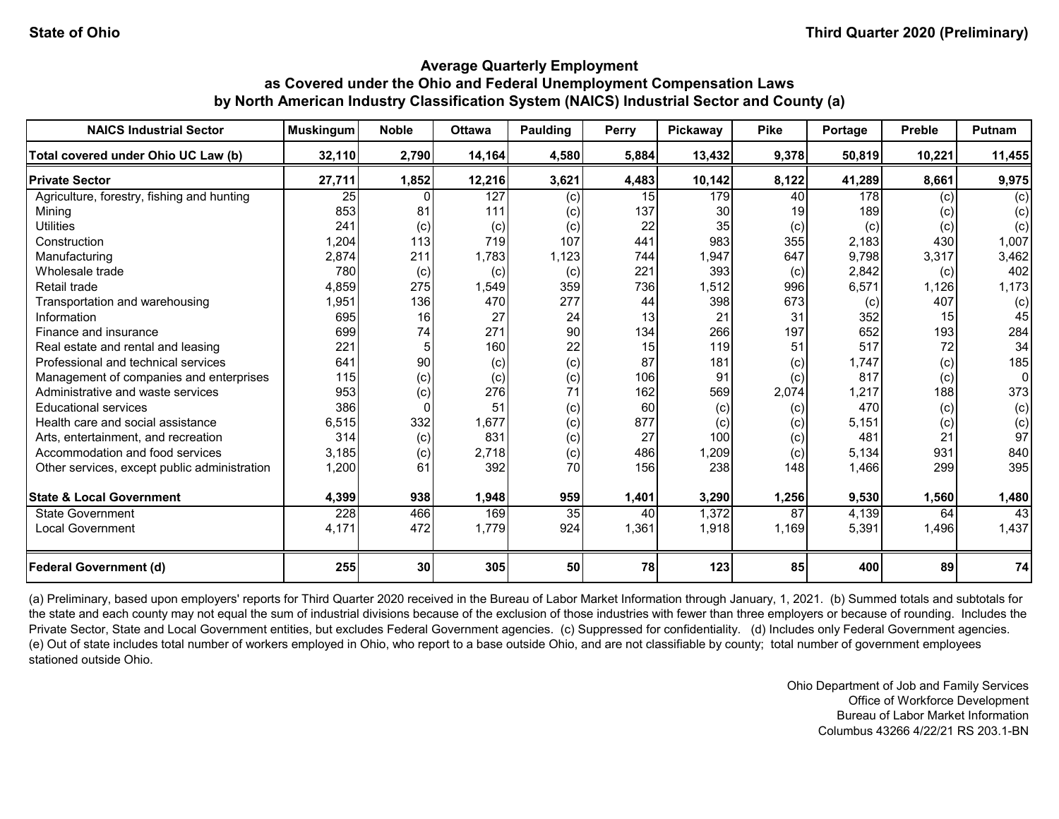## Average Quarterly Employment as Covered under the Ohio and Federal Unemployment Compensation Laws by North American Industry Classification System (NAICS) Industrial Sector and County (a)

| NAICS Industrial Sector | Muskingum | Noble | Ottawa | Paulding | Perry | Pickaway | Pike | Portage | Preble | Putnam |
|---|---|---|---|---|---|---|---|---|---|---|
| **Total covered under Ohio UC Law (b)** | **32,110** | **2,790** | **14,164** | **4,580** | **5,884** | **13,432** | **9,378** | **50,819** | **10,221** | **11,455** |
| **Private Sector** | **27,711** | **1,852** | **12,216** | **3,621** | **4,483** | **10,142** | **8,122** | **41,289** | **8,661** | **9,975** |
| Agriculture, forestry, fishing and hunting | 25 | 0 | 127 | (c) | 15 | 179 | 40 | 178 | (c) | (c) |
| Mining | 853 | 81 | 111 | (c) | 137 | 30 | 19 | 189 | (c) | (c) |
| Utilities | 241 | (c) | (c) | (c) | 22 | 35 | (c) | (c) | (c) | (c) |
| Construction | 1,204 | 113 | 719 | 107 | 441 | 983 | 355 | 2,183 | 430 | 1,007 |
| Manufacturing | 2,874 | 211 | 1,783 | 1,123 | 744 | 1,947 | 647 | 9,798 | 3,317 | 3,462 |
| Wholesale trade | 780 | (c) | (c) | (c) | 221 | 393 | (c) | 2,842 | (c) | 402 |
| Retail trade | 4,859 | 275 | 1,549 | 359 | 736 | 1,512 | 996 | 6,571 | 1,126 | 1,173 |
| Transportation and warehousing | 1,951 | 136 | 470 | 277 | 44 | 398 | 673 | (c) | 407 | (c) |
| Information | 695 | 16 | 27 | 24 | 13 | 21 | 31 | 352 | 15 | 45 |
| Finance and insurance | 699 | 74 | 271 | 90 | 134 | 266 | 197 | 652 | 193 | 284 |
| Real estate and rental and leasing | 221 | 5 | 160 | 22 | 15 | 119 | 51 | 517 | 72 | 34 |
| Professional and technical services | 641 | 90 | (c) | (c) | 87 | 181 | (c) | 1,747 | (c) | 185 |
| Management of companies and enterprises | 115 | (c) | (c) | (c) | 106 | 91 | (c) | 817 | (c) | 0 |
| Administrative and waste services | 953 | (c) | 276 | 71 | 162 | 569 | 2,074 | 1,217 | 188 | 373 |
| Educational services | 386 | 0 | 51 | (c) | 60 | (c) | (c) | 470 | (c) | (c) |
| Health care and social assistance | 6,515 | 332 | 1,677 | (c) | 877 | (c) | (c) | 5,151 | (c) | (c) |
| Arts, entertainment, and recreation | 314 | (c) | 831 | (c) | 27 | 100 | (c) | 481 | 21 | 97 |
| Accommodation and food services | 3,185 | (c) | 2,718 | (c) | 486 | 1,209 | (c) | 5,134 | 931 | 840 |
| Other services, except public administration | 1,200 | 61 | 392 | 70 | 156 | 238 | 148 | 1,466 | 299 | 395 |
| **State & Local Government** | **4,399** | **938** | **1,948** | **959** | **1,401** | **3,290** | **1,256** | **9,530** | **1,560** | **1,480** |
| State Government | 228 | 466 | 169 | 35 | 40 | 1,372 | 87 | 4,139 | 64 | 43 |
| Local Government | 4,171 | 472 | 1,779 | 924 | 1,361 | 1,918 | 1,169 | 5,391 | 1,496 | 1,437 |
| **Federal Government (d)** | **255** | **30** | **305** | **50** | **78** | **123** | **85** | **400** | **89** | **74** |

(a) Preliminary, based upon employers' reports for Third Quarter 2020 received in the Bureau of Labor Market Information through January, 1, 2021. (b) Summed totals and subtotals for the state and each county may not equal the sum of industrial divisions because of the exclusion of those industries with fewer than three employers or because of rounding. Includes the Private Sector, State and Local Government entities, but excludes Federal Government agencies. (c) Suppressed for confidentiality. (d) Includes only Federal Government agencies. (e) Out of state includes total number of workers employed in Ohio, who report to a base outside Ohio, and are not classifiable by county; total number of government employees stationed outside Ohio.

Ohio Department of Job and Family Services
Office of Workforce Development
Bureau of Labor Market Information
Columbus 43266 4/22/21 RS 203.1-BN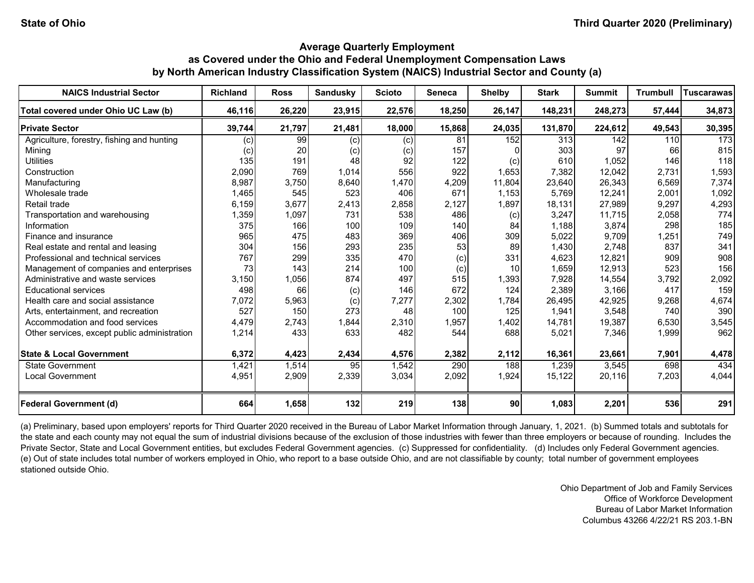## Average Quarterly Employment as Covered under the Ohio and Federal Unemployment Compensation Laws by North American Industry Classification System (NAICS) Industrial Sector and County (a)

| NAICS Industrial Sector | Richland | Ross | Sandusky | Scioto | Seneca | Shelby | Stark | Summit | Trumbull | Tuscarawas |
|---|---|---|---|---|---|---|---|---|---|---|
| **Total covered under Ohio UC Law (b)** | **46,116** | **26,220** | **23,915** | **22,576** | **18,250** | **26,147** | **148,231** | **248,273** | **57,444** | **34,873** |
| **Private Sector** | **39,744** | **21,797** | **21,481** | **18,000** | **15,868** | **24,035** | **131,870** | **224,612** | **49,543** | **30,395** |
| Agriculture, forestry, fishing and hunting | (c) | 99 | (c) | (c) | 81 | 152 | 313 | 142 | 110 | 173 |
| Mining | (c) | 20 | (c) | (c) | 157 | 0 | 303 | 97 | 66 | 815 |
| Utilities | 135 | 191 | 48 | 92 | 122 | (c) | 610 | 1,052 | 146 | 118 |
| Construction | 2,090 | 769 | 1,014 | 556 | 922 | 1,653 | 7,382 | 12,042 | 2,731 | 1,593 |
| Manufacturing | 8,987 | 3,750 | 8,640 | 1,470 | 4,209 | 11,804 | 23,640 | 26,343 | 6,569 | 7,374 |
| Wholesale trade | 1,465 | 545 | 523 | 406 | 671 | 1,153 | 5,769 | 12,241 | 2,001 | 1,092 |
| Retail trade | 6,159 | 3,677 | 2,413 | 2,858 | 2,127 | 1,897 | 18,131 | 27,989 | 9,297 | 4,293 |
| Transportation and warehousing | 1,359 | 1,097 | 731 | 538 | 486 | (c) | 3,247 | 11,715 | 2,058 | 774 |
| Information | 375 | 166 | 100 | 109 | 140 | 84 | 1,188 | 3,874 | 298 | 185 |
| Finance and insurance | 965 | 475 | 483 | 369 | 406 | 309 | 5,022 | 9,709 | 1,251 | 749 |
| Real estate and rental and leasing | 304 | 156 | 293 | 235 | 53 | 89 | 1,430 | 2,748 | 837 | 341 |
| Professional and technical services | 767 | 299 | 335 | 470 | (c) | 331 | 4,623 | 12,821 | 909 | 908 |
| Management of companies and enterprises | 73 | 143 | 214 | 100 | (c) | 10 | 1,659 | 12,913 | 523 | 156 |
| Administrative and waste services | 3,150 | 1,056 | 874 | 497 | 515 | 1,393 | 7,928 | 14,554 | 3,792 | 2,092 |
| Educational services | 498 | 66 | (c) | 146 | 672 | 124 | 2,389 | 3,166 | 417 | 159 |
| Health care and social assistance | 7,072 | 5,963 | (c) | 7,277 | 2,302 | 1,784 | 26,495 | 42,925 | 9,268 | 4,674 |
| Arts, entertainment, and recreation | 527 | 150 | 273 | 48 | 100 | 125 | 1,941 | 3,548 | 740 | 390 |
| Accommodation and food services | 4,479 | 2,743 | 1,844 | 2,310 | 1,957 | 1,402 | 14,781 | 19,387 | 6,530 | 3,545 |
| Other services, except public administration | 1,214 | 433 | 633 | 482 | 544 | 688 | 5,021 | 7,346 | 1,999 | 962 |
| **State & Local Government** | **6,372** | **4,423** | **2,434** | **4,576** | **2,382** | **2,112** | **16,361** | **23,661** | **7,901** | **4,478** |
| State Government | 1,421 | 1,514 | 95 | 1,542 | 290 | 188 | 1,239 | 3,545 | 698 | 434 |
| Local Government | 4,951 | 2,909 | 2,339 | 3,034 | 2,092 | 1,924 | 15,122 | 20,116 | 7,203 | 4,044 |
| **Federal Government (d)** | **664** | **1,658** | **132** | **219** | **138** | **90** | **1,083** | **2,201** | **536** | **291** |

(a) Preliminary, based upon employers' reports for Third Quarter 2020 received in the Bureau of Labor Market Information through January, 1, 2021. (b) Summed totals and subtotals for the state and each county may not equal the sum of industrial divisions because of the exclusion of those industries with fewer than three employers or because of rounding. Includes the Private Sector, State and Local Government entities, but excludes Federal Government agencies. (c) Suppressed for confidentiality. (d) Includes only Federal Government agencies. (e) Out of state includes total number of workers employed in Ohio, who report to a base outside Ohio, and are not classifiable by county; total number of government employees stationed outside Ohio.

Ohio Department of Job and Family Services
Office of Workforce Development
Bureau of Labor Market Information
Columbus 43266 4/22/21 RS 203.1-BN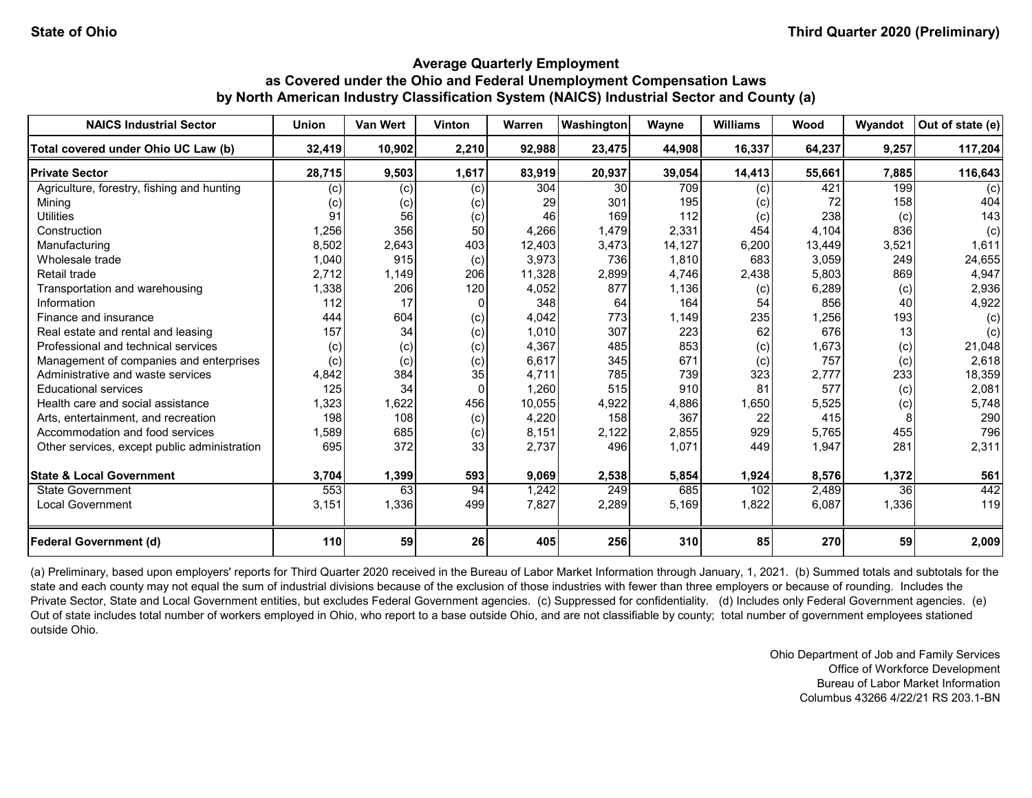**State of Ohio** **Third Quarter 2020 (Preliminary)**

## Average Quarterly Employment as Covered under the Ohio and Federal Unemployment Compensation Laws by North American Industry Classification System (NAICS) Industrial Sector and County (a)

| NAICS Industrial Sector | Union | Van Wert | Vinton | Warren | Washington | Wayne | Williams | Wood | Wyandot | Out of state (e) |
|---|---|---|---|---|---|---|---|---|---|---|
| **Total covered under Ohio UC Law (b)** | **32,419** | **10,902** | **2,210** | **92,988** | **23,475** | **44,908** | **16,337** | **64,237** | **9,257** | **117,204** |
| **Private Sector** | **28,715** | **9,503** | **1,617** | **83,919** | **20,937** | **39,054** | **14,413** | **55,661** | **7,885** | **116,643** |
| Agriculture, forestry, fishing and hunting | (c) | (c) | (c) | 304 | 30 | 709 | (c) | 421 | 199 | (c) |
| Mining | (c) | (c) | (c) | 29 | 301 | 195 | (c) | 72 | 158 | 404 |
| Utilities | 91 | 56 | (c) | 46 | 169 | 112 | (c) | 238 | (c) | 143 |
| Construction | 1,256 | 356 | 50 | 4,266 | 1,479 | 2,331 | 454 | 4,104 | 836 | (c) |
| Manufacturing | 8,502 | 2,643 | 403 | 12,403 | 3,473 | 14,127 | 6,200 | 13,449 | 3,521 | 1,611 |
| Wholesale trade | 1,040 | 915 | (c) | 3,973 | 736 | 1,810 | 683 | 3,059 | 249 | 24,655 |
| Retail trade | 2,712 | 1,149 | 206 | 11,328 | 2,899 | 4,746 | 2,438 | 5,803 | 869 | 4,947 |
| Transportation and warehousing | 1,338 | 206 | 120 | 4,052 | 877 | 1,136 | (c) | 6,289 | (c) | 2,936 |
| Information | 112 | 17 | 0 | 348 | 64 | 164 | 54 | 856 | 40 | 4,922 |
| Finance and insurance | 444 | 604 | (c) | 4,042 | 773 | 1,149 | 235 | 1,256 | 193 | (c) |
| Real estate and rental and leasing | 157 | 34 | (c) | 1,010 | 307 | 223 | 62 | 676 | 13 | (c) |
| Professional and technical services | (c) | (c) | (c) | 4,367 | 485 | 853 | (c) | 1,673 | (c) | 21,048 |
| Management of companies and enterprises | (c) | (c) | (c) | 6,617 | 345 | 671 | (c) | 757 | (c) | 2,618 |
| Administrative and waste services | 4,842 | 384 | 35 | 4,711 | 785 | 739 | 323 | 2,777 | 233 | 18,359 |
| Educational services | 125 | 34 | 0 | 1,260 | 515 | 910 | 81 | 577 | (c) | 2,081 |
| Health care and social assistance | 1,323 | 1,622 | 456 | 10,055 | 4,922 | 4,886 | 1,650 | 5,525 | (c) | 5,748 |
| Arts, entertainment, and recreation | 198 | 108 | (c) | 4,220 | 158 | 367 | 22 | 415 | 8 | 290 |
| Accommodation and food services | 1,589 | 685 | (c) | 8,151 | 2,122 | 2,855 | 929 | 5,765 | 455 | 796 |
| Other services, except public administration | 695 | 372 | 33 | 2,737 | 496 | 1,071 | 449 | 1,947 | 281 | 2,311 |
| **State & Local Government** | **3,704** | **1,399** | **593** | **9,069** | **2,538** | **5,854** | **1,924** | **8,576** | **1,372** | **561** |
| State Government | 553 | 63 | 94 | 1,242 | 249 | 685 | 102 | 2,489 | 36 | 442 |
| Local Government | 3,151 | 1,336 | 499 | 7,827 | 2,289 | 5,169 | 1,822 | 6,087 | 1,336 | 119 |
| **Federal Government (d)** | **110** | **59** | **26** | **405** | **256** | **310** | **85** | **270** | **59** | **2,009** |

(a) Preliminary, based upon employers' reports for Third Quarter 2020 received in the Bureau of Labor Market Information through January, 1, 2021. (b) Summed totals and subtotals for the state and each county may not equal the sum of industrial divisions because of the exclusion of those industries with fewer than three employers or because of rounding. Includes the Private Sector, State and Local Government entities, but excludes Federal Government agencies. (c) Suppressed for confidentiality. (d) Includes only Federal Government agencies. (e) Out of state includes total number of workers employed in Ohio, who report to a base outside Ohio, and are not classifiable by county; total number of government employees stationed outside Ohio.

Ohio Department of Job and Family Services
Office of Workforce Development
Bureau of Labor Market Information
Columbus 43266 4/22/21 RS 203.1-BN